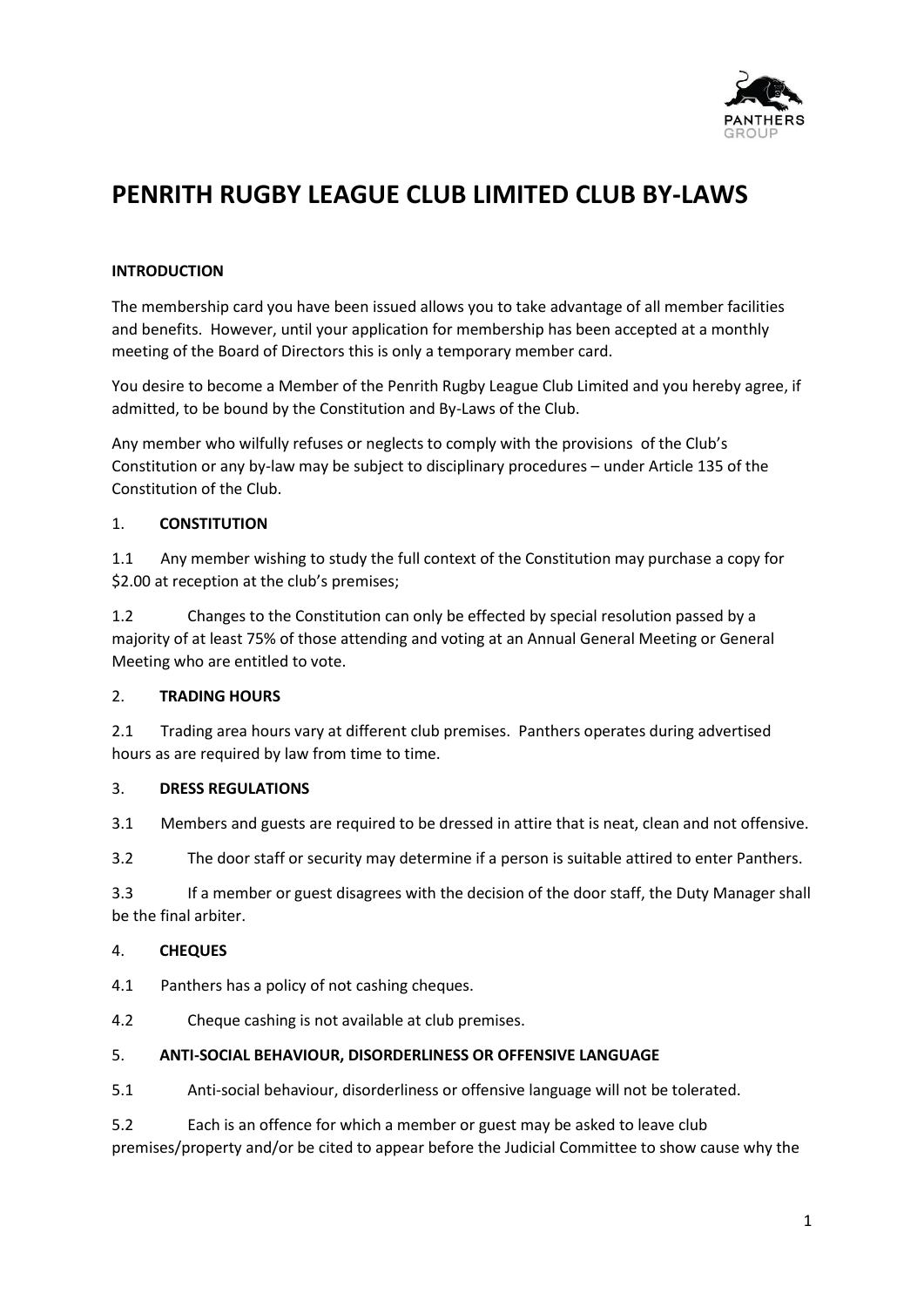# PENRITH RUGBY LEAGUE CLUB LIMITED CLUB BY-LAWS

**INTRODUCTION**

The membership card you have been issued allows you to take advantage of all member facilities and benefits. However, until your application for membership has been accepted at a monthly meeting of the Board of Directors this is only a temporary member card.

You desire to become a Member of the Penrith Rugby League Club Limited and you hereby agree, if admitted, to be bound by the Constitution and By-Laws of the Club.

Any member who wilfully refuses or neglects to comply with the provisions of the Club's Constitution or any by-law may be subject to disciplinary procedures – under Article 135 of the Constitution of the Club.

1. **CONSTITUTION**

1.1 Any member wishing to study the full context of the Constitution may purchase a copy for $2.00 at reception at the club's premises;

1.2 Changes to the Constitution can only be effected by special resolution passed by a majority of at least 75% of those attending and voting at an Annual General Meeting or General Meeting who are entitled to vote.

2. **TRADING HOURS**

2.1 Trading area hours vary at different club premises. Panthers operates during advertised hours as are required by law from time to time.

3. **DRESS REGULATIONS**

3.1 Members and guests are required to be dressed in attire that is neat, clean and not offensive.

3.2 The door staff or security may determine if a person is suitable attired to enter Panthers.

3.3 If a member or guest disagrees with the decision of the door staff, the Duty Manager shall be the final arbiter.

4. **CHEQUES**

4.1 Panthers has a policy of not cashing cheques.

4.2 Cheque cashing is not available at club premises.

5. **ANTI-SOCIAL BEHAVIOUR, DISORDERLINESS OR OFFENSIVE LANGUAGE**

5.1 Anti-social behaviour, disorderliness or offensive language will not be tolerated.

5.2 Each is an offence for which a member or guest may be asked to leave club premises/property and/or be cited to appear before the Judicial Committee to show cause why the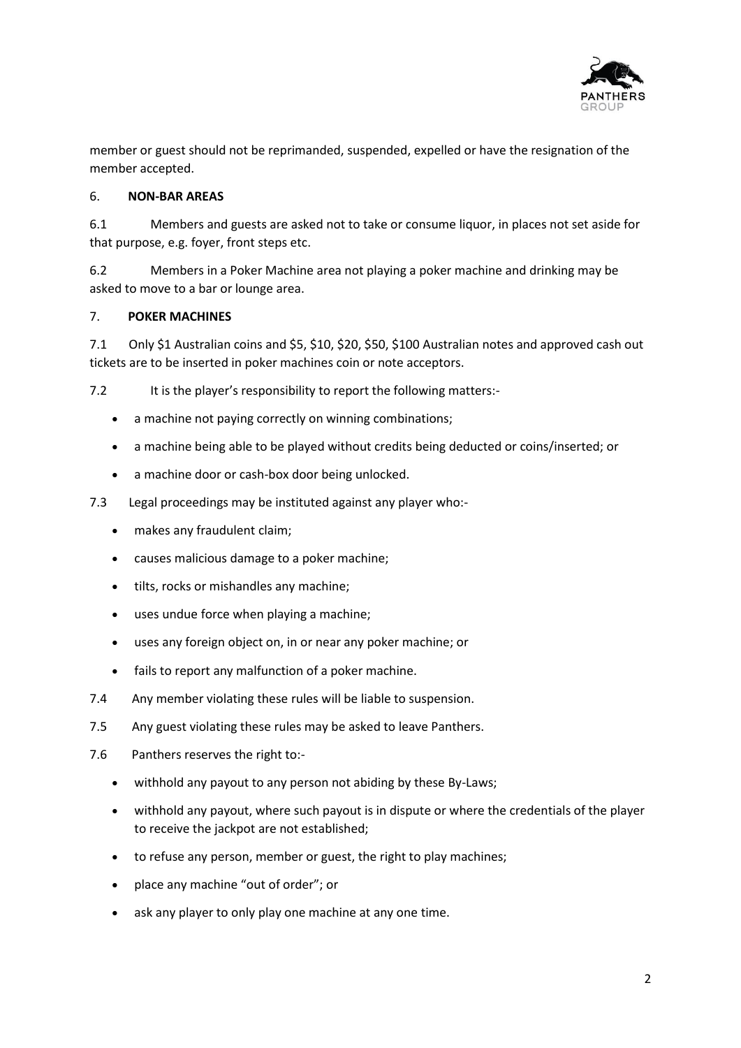member or guest should not be reprimanded, suspended, expelled or have the resignation of the member accepted.

## 6. NON-BAR AREAS

6.1 Members and guests are asked not to take or consume liquor, in places not set aside for that purpose, e.g. foyer, front steps etc.

6.2 Members in a Poker Machine area not playing a poker machine and drinking may be asked to move to a bar or lounge area.

## 7. POKER MACHINES

7.1 Only $1 Australian coins and $5, $10, $20, $50, $100 Australian notes and approved cash out tickets are to be inserted in poker machines coin or note acceptors.

7.2 It is the player's responsibility to report the following matters:-

- a machine not paying correctly on winning combinations;
- a machine being able to be played without credits being deducted or coins/inserted; or
- a machine door or cash-box door being unlocked.

7.3 Legal proceedings may be instituted against any player who:-

- makes any fraudulent claim;
- causes malicious damage to a poker machine;
- tilts, rocks or mishandles any machine;
- uses undue force when playing a machine;
- uses any foreign object on, in or near any poker machine; or
- fails to report any malfunction of a poker machine.

7.4 Any member violating these rules will be liable to suspension.

7.5 Any guest violating these rules may be asked to leave Panthers.

7.6 Panthers reserves the right to:-

- withhold any payout to any person not abiding by these By-Laws;
- withhold any payout, where such payout is in dispute or where the credentials of the player to receive the jackpot are not established;
- to refuse any person, member or guest, the right to play machines;
- place any machine "out of order"; or
- ask any player to only play one machine at any one time.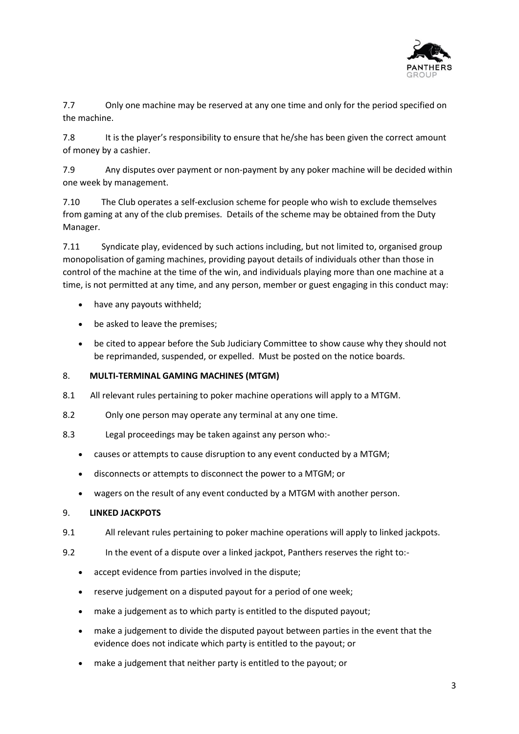7.7 Only one machine may be reserved at any one time and only for the period specified on the machine.

7.8 It is the player's responsibility to ensure that he/she has been given the correct amount of money by a cashier.

7.9 Any disputes over payment or non-payment by any poker machine will be decided within one week by management.

7.10 The Club operates a self-exclusion scheme for people who wish to exclude themselves from gaming at any of the club premises. Details of the scheme may be obtained from the Duty Manager.

7.11 Syndicate play, evidenced by such actions including, but not limited to, organised group monopolisation of gaming machines, providing payout details of individuals other than those in control of the machine at the time of the win, and individuals playing more than one machine at a time, is not permitted at any time, and any person, member or guest engaging in this conduct may:

- have any payouts withheld;
- be asked to leave the premises;
- be cited to appear before the Sub Judiciary Committee to show cause why they should not be reprimanded, suspended, or expelled. Must be posted on the notice boards.

## 8. MULTI-TERMINAL GAMING MACHINES (MTGM)

8.1 All relevant rules pertaining to poker machine operations will apply to a MTGM.

8.2 Only one person may operate any terminal at any one time.

8.3 Legal proceedings may be taken against any person who:-

- causes or attempts to cause disruption to any event conducted by a MTGM;
- disconnects or attempts to disconnect the power to a MTGM; or
- wagers on the result of any event conducted by a MTGM with another person.

## 9. LINKED JACKPOTS

9.1 All relevant rules pertaining to poker machine operations will apply to linked jackpots.

9.2 In the event of a dispute over a linked jackpot, Panthers reserves the right to:-

- accept evidence from parties involved in the dispute;
- reserve judgement on a disputed payout for a period of one week;
- make a judgement as to which party is entitled to the disputed payout;
- make a judgement to divide the disputed payout between parties in the event that the evidence does not indicate which party is entitled to the payout; or
- make a judgement that neither party is entitled to the payout; or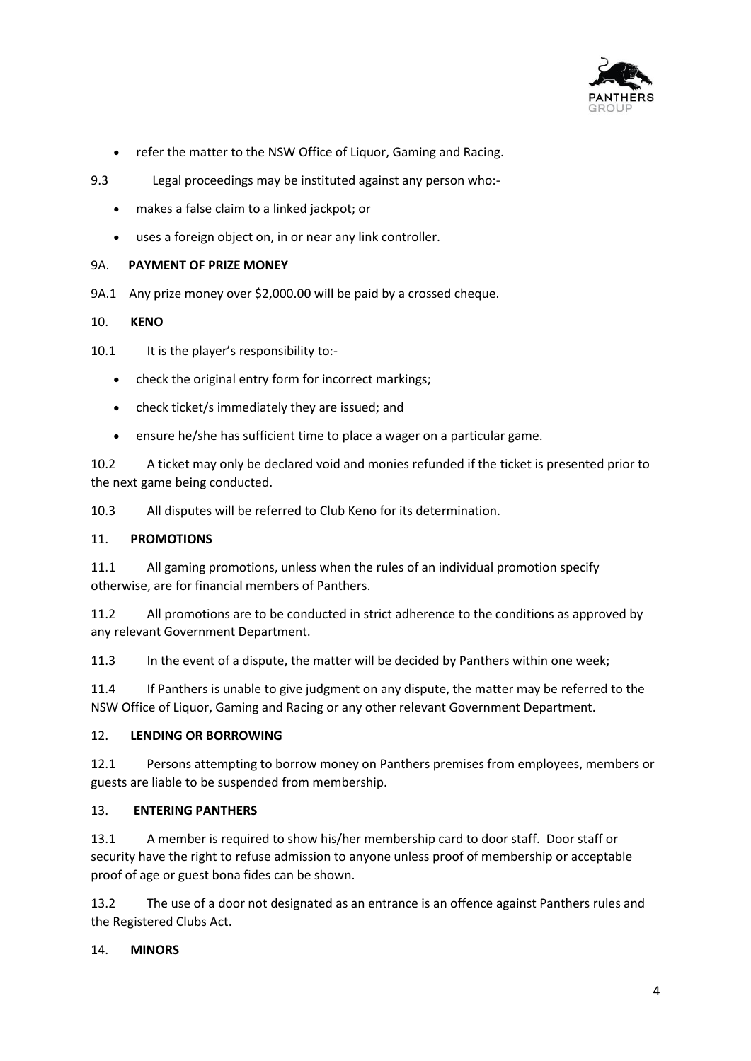- refer the matter to the NSW Office of Liquor, Gaming and Racing.

9.3 Legal proceedings may be instituted against any person who:-

- makes a false claim to a linked jackpot; or
- uses a foreign object on, in or near any link controller.

## 9A. PAYMENT OF PRIZE MONEY

9A.1 Any prize money over $2,000.00 will be paid by a crossed cheque.

## 10. KENO

10.1 It is the player's responsibility to:-

- check the original entry form for incorrect markings;
- check ticket/s immediately they are issued; and
- ensure he/she has sufficient time to place a wager on a particular game.

10.2 A ticket may only be declared void and monies refunded if the ticket is presented prior to the next game being conducted.

10.3 All disputes will be referred to Club Keno for its determination.

## 11. PROMOTIONS

11.1 All gaming promotions, unless when the rules of an individual promotion specify otherwise, are for financial members of Panthers.

11.2 All promotions are to be conducted in strict adherence to the conditions as approved by any relevant Government Department.

11.3 In the event of a dispute, the matter will be decided by Panthers within one week;

11.4 If Panthers is unable to give judgment on any dispute, the matter may be referred to the NSW Office of Liquor, Gaming and Racing or any other relevant Government Department.

## 12. LENDING OR BORROWING

12.1 Persons attempting to borrow money on Panthers premises from employees, members or guests are liable to be suspended from membership.

## 13. ENTERING PANTHERS

13.1 A member is required to show his/her membership card to door staff. Door staff or security have the right to refuse admission to anyone unless proof of membership or acceptable proof of age or guest bona fides can be shown.

13.2 The use of a door not designated as an entrance is an offence against Panthers rules and the Registered Clubs Act.

## 14. MINORS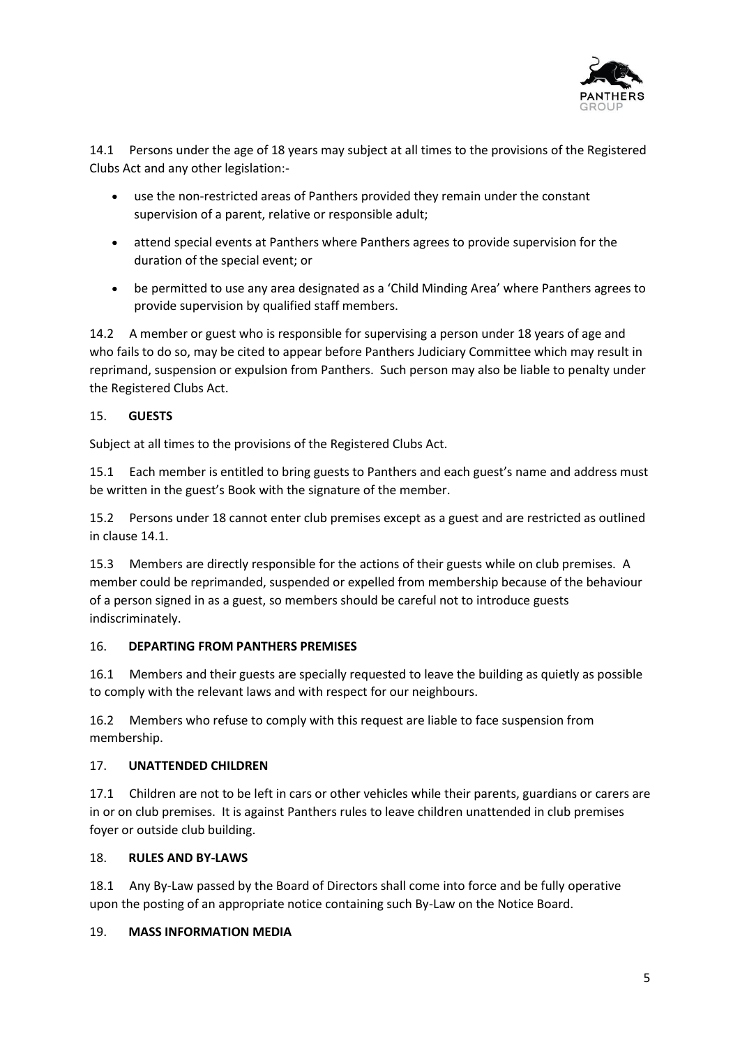14.1 Persons under the age of 18 years may subject at all times to the provisions of the Registered Clubs Act and any other legislation:-

- use the non-restricted areas of Panthers provided they remain under the constant supervision of a parent, relative or responsible adult;
- attend special events at Panthers where Panthers agrees to provide supervision for the duration of the special event; or
- be permitted to use any area designated as a 'Child Minding Area' where Panthers agrees to provide supervision by qualified staff members.

14.2 A member or guest who is responsible for supervising a person under 18 years of age and who fails to do so, may be cited to appear before Panthers Judiciary Committee which may result in reprimand, suspension or expulsion from Panthers. Such person may also be liable to penalty under the Registered Clubs Act.

## 15. GUESTS

Subject at all times to the provisions of the Registered Clubs Act.

15.1 Each member is entitled to bring guests to Panthers and each guest's name and address must be written in the guest's Book with the signature of the member.

15.2 Persons under 18 cannot enter club premises except as a guest and are restricted as outlined in clause 14.1.

15.3 Members are directly responsible for the actions of their guests while on club premises. A member could be reprimanded, suspended or expelled from membership because of the behaviour of a person signed in as a guest, so members should be careful not to introduce guests indiscriminately.

## 16. DEPARTING FROM PANTHERS PREMISES

16.1 Members and their guests are specially requested to leave the building as quietly as possible to comply with the relevant laws and with respect for our neighbours.

16.2 Members who refuse to comply with this request are liable to face suspension from membership.

## 17. UNATTENDED CHILDREN

17.1 Children are not to be left in cars or other vehicles while their parents, guardians or carers are in or on club premises. It is against Panthers rules to leave children unattended in club premises foyer or outside club building.

## 18. RULES AND BY-LAWS

18.1 Any By-Law passed by the Board of Directors shall come into force and be fully operative upon the posting of an appropriate notice containing such By-Law on the Notice Board.

## 19. MASS INFORMATION MEDIA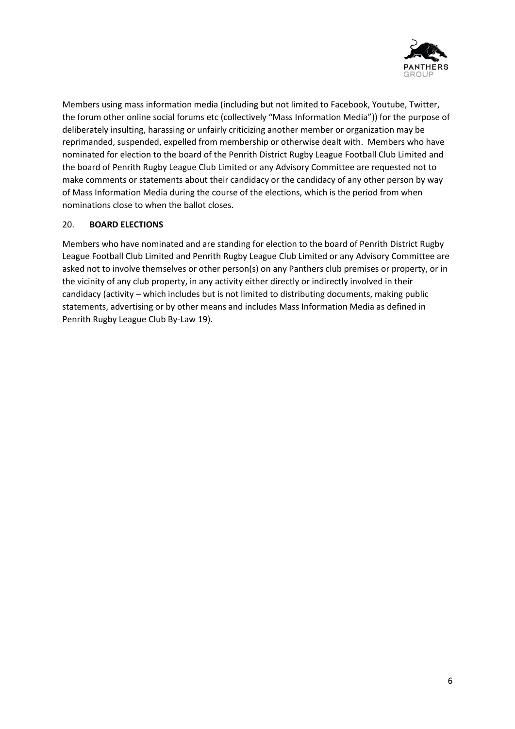Members using mass information media (including but not limited to Facebook, Youtube, Twitter, the forum other online social forums etc (collectively "Mass Information Media")) for the purpose of deliberately insulting, harassing or unfairly criticizing another member or organization may be reprimanded, suspended, expelled from membership or otherwise dealt with. Members who have nominated for election to the board of the Penrith District Rugby League Football Club Limited and the board of Penrith Rugby League Club Limited or any Advisory Committee are requested not to make comments or statements about their candidacy or the candidacy of any other person by way of Mass Information Media during the course of the elections, which is the period from when nominations close to when the ballot closes.

20. **BOARD ELECTIONS**

Members who have nominated and are standing for election to the board of Penrith District Rugby League Football Club Limited and Penrith Rugby League Club Limited or any Advisory Committee are asked not to involve themselves or other person(s) on any Panthers club premises or property, or in the vicinity of any club property, in any activity either directly or indirectly involved in their candidacy (activity – which includes but is not limited to distributing documents, making public statements, advertising or by other means and includes Mass Information Media as defined in Penrith Rugby League Club By-Law 19).